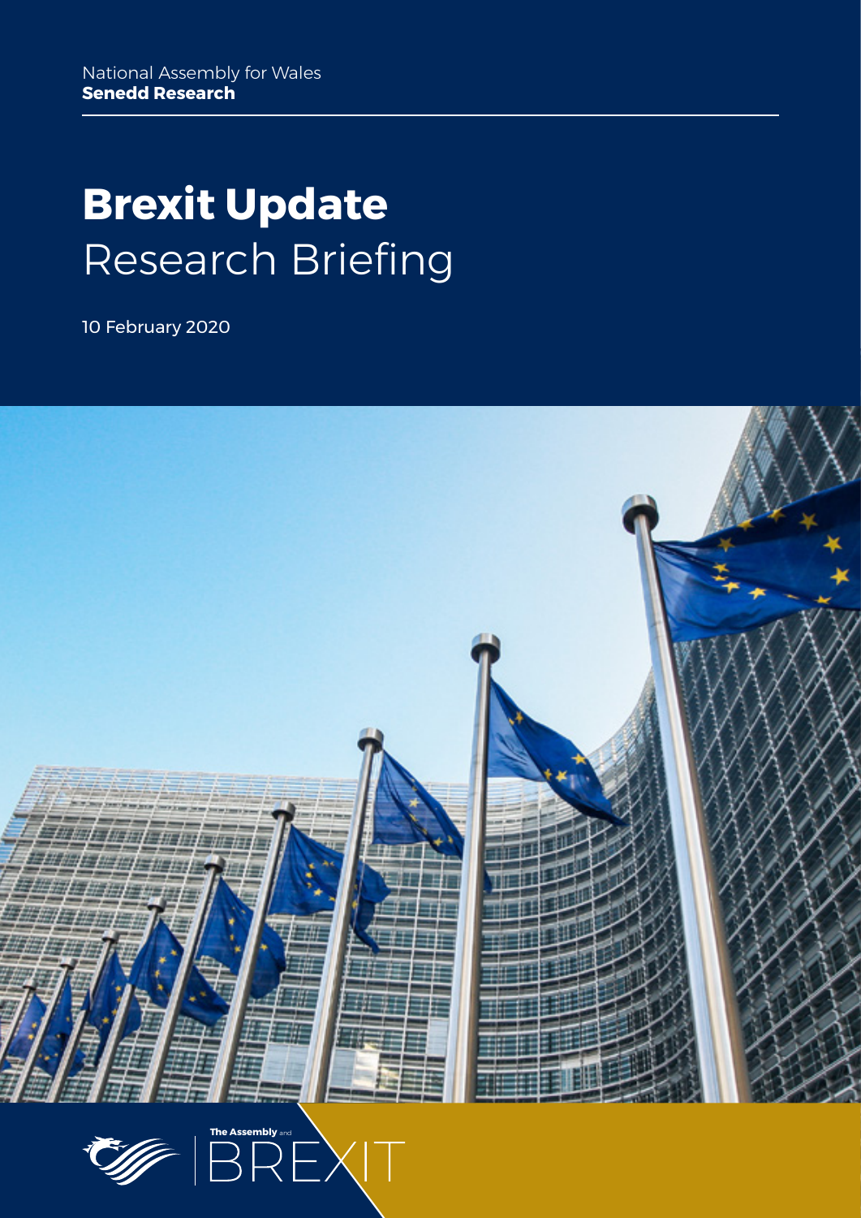National Assembly for Wales
**Senedd Research**

# **Brexit Update**
Research Briefing

10 February 2020

**The Assembly** and BREXIT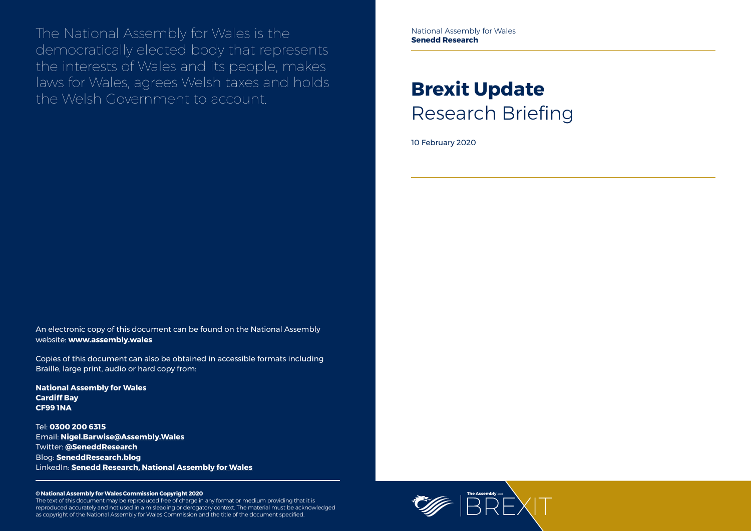The National Assembly for Wales is the democratically elected body that represents the interests of Wales and its people, makes laws for Wales, agrees Welsh taxes and holds the Welsh Government to account.

An electronic copy of this document can be found on the National Assembly website: **www.assembly.wales**

Copies of this document can also be obtained in accessible formats including Braille, large print, audio or hard copy from:

**National Assembly for Wales**
**Cardiff Bay**
**CF99 1NA**

Tel: **0300 200 6315**
Email: **Nigel.Barwise@Assembly.Wales**
Twitter: **@SeneddResearch**
Blog: **SeneddResearch.blog**
LinkedIn: **Senedd Research, National Assembly for Wales**

**© National Assembly for Wales Commission Copyright 2020**
The text of this document may be reproduced free of charge in any format or medium providing that it is reproduced accurately and not used in a misleading or derogatory context. The material must be acknowledged as copyright of the National Assembly for Wales Commission and the title of the document specified.

National Assembly for Wales
**Senedd Research**

# **Brexit Update**
## Research Briefing

10 February 2020

The Assembly and BREXIT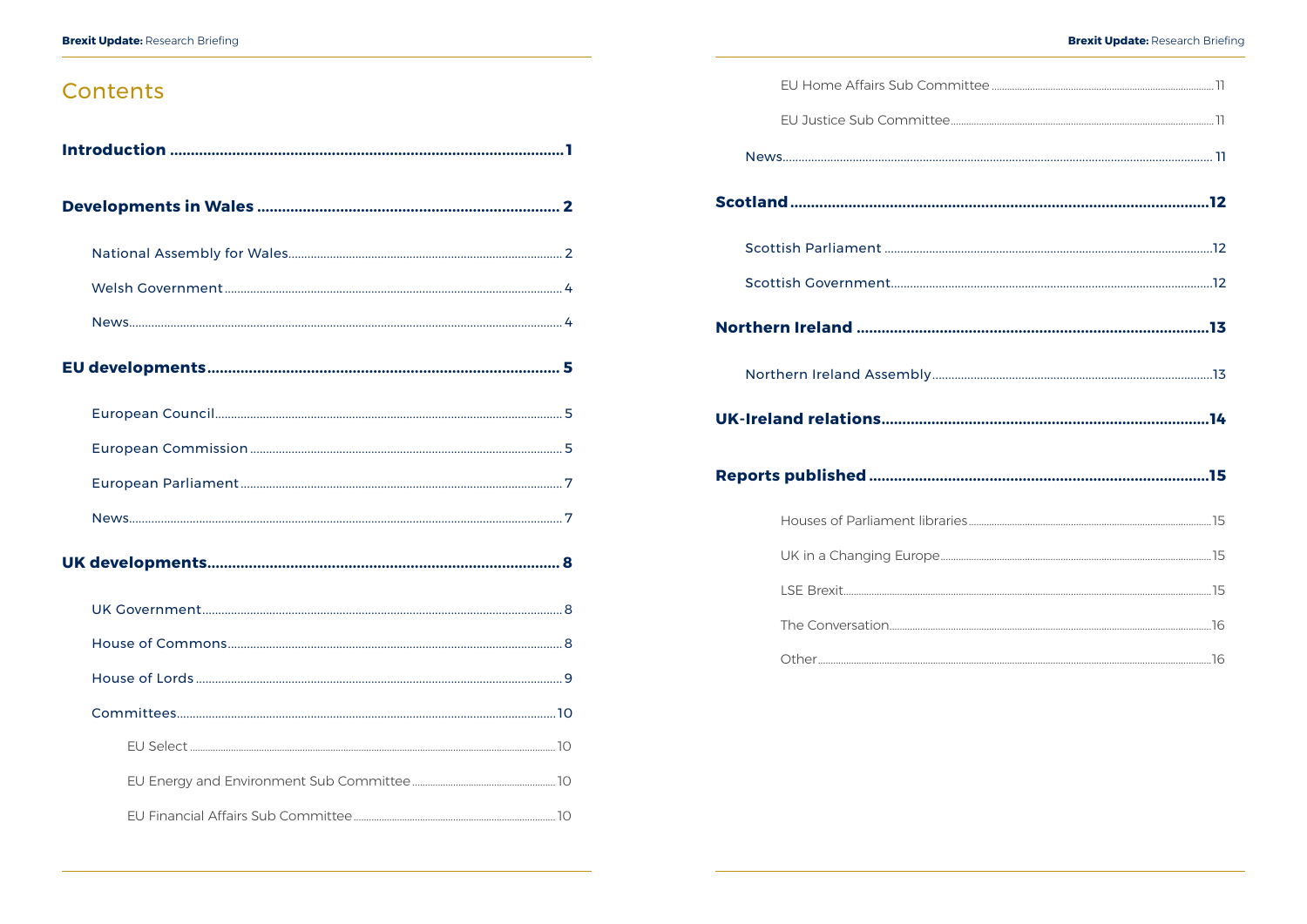## Contents

**Introduction** ........................................................................................1

**Developments in Wales** .........................................................................2

- National Assembly for Wales.........................................................................2
- Welsh Government.........................................................................4
- News.........................................................................4

**EU developments**.........................................................................5

- European Council.........................................................................5
- European Commission.........................................................................5
- European Parliament.........................................................................7
- News.........................................................................7

**UK developments**.........................................................................8

- UK Government.........................................................................8
- House of Commons.........................................................................8
- House of Lords.........................................................................9
- Committees.........................................................................10
  - EU Select.........................................................................10
  - EU Energy and Environment Sub Committee.........................................................................10
  - EU Financial Affairs Sub Committee.........................................................................10
  - EU Home Affairs Sub Committee.........................................................................11
  - EU Justice Sub Committee.........................................................................11
- News.........................................................................11

**Scotland**.........................................................................12

- Scottish Parliament.........................................................................12
- Scottish Government.........................................................................12

**Northern Ireland**.........................................................................13

- Northern Ireland Assembly.........................................................................13

**UK-Ireland relations**.........................................................................14

**Reports published**.........................................................................15

- Houses of Parliament libraries.........................................................................15
- UK in a Changing Europe.........................................................................15
- LSE Brexit.........................................................................15
- The Conversation.........................................................................16
- Other.........................................................................16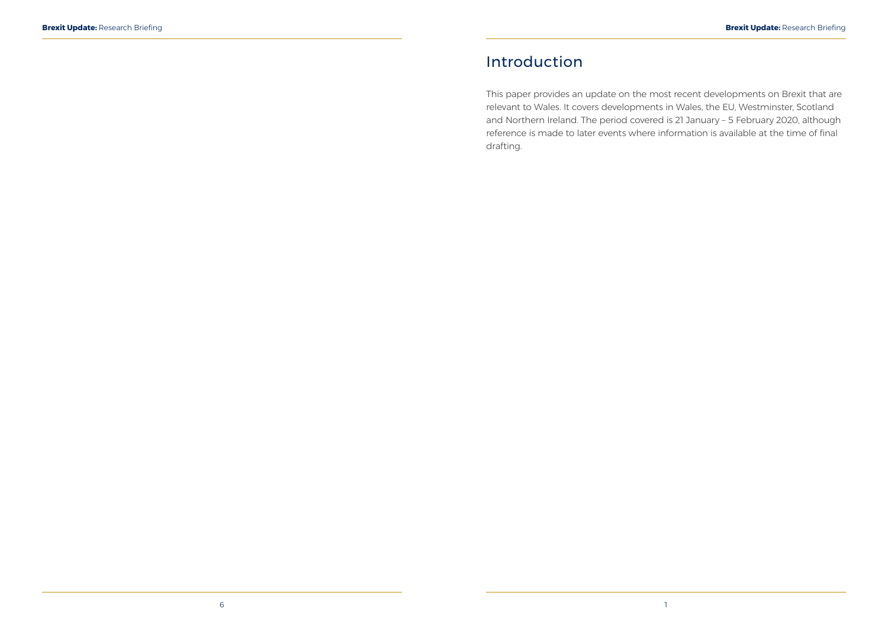## Introduction

This paper provides an update on the most recent developments on Brexit that are relevant to Wales. It covers developments in Wales, the EU, Westminster, Scotland and Northern Ireland. The period covered is 21 January – 5 February 2020, although reference is made to later events where information is available at the time of final drafting.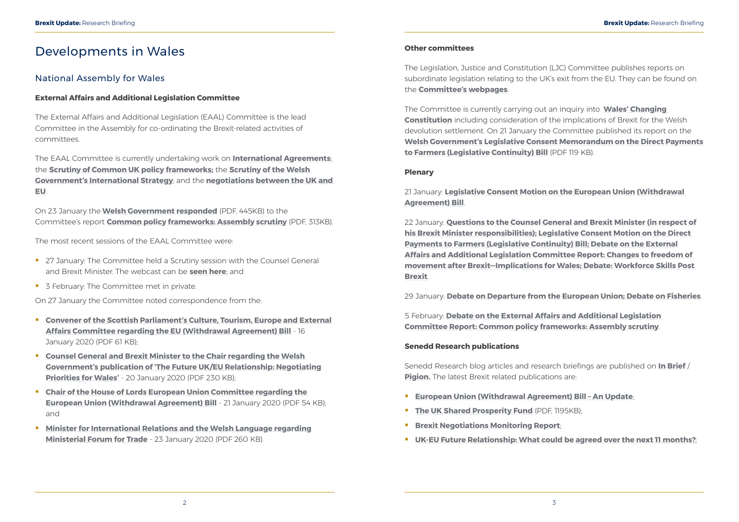# Developments in Wales

## National Assembly for Wales

### External Affairs and Additional Legislation Committee

The External Affairs and Additional Legislation (EAAL) Committee is the lead Committee in the Assembly for co-ordinating the Brexit-related activities of committees.

The EAAL Committee is currently undertaking work on **International Agreements**; the **Scrutiny of Common UK policy frameworks;** the **Scrutiny of the Welsh Government's International Strategy**; and the **negotiations between the UK and EU**.

On 23 January the **Welsh Government responded** (PDF, 445KB) to the Committee's report **Common policy frameworks: Assembly scrutiny** (PDF, 313KB).

The most recent sessions of the EAAL Committee were:

- 27 January: The Committee held a Scrutiny session with the Counsel General and Brexit Minister. The webcast can be **seen here**; and
- 3 February: The Committee met in private.

On 27 January the Committee noted correspondence from the:

- **Convener of the Scottish Parliament's Culture, Tourism, Europe and External Affairs Committee regarding the EU (Withdrawal Agreement) Bill** - 16 January 2020 (PDF 61 KB);
- **Counsel General and Brexit Minister to the Chair regarding the Welsh Government's publication of 'The Future UK/EU Relationship: Negotiating Priorities for Wales'** - 20 January 2020 (PDF 230 KB);
- **Chair of the House of Lords European Union Committee regarding the European Union (Withdrawal Agreement) Bill** - 21 January 2020 (PDF 54 KB); and
- **Minister for International Relations and the Welsh Language regarding Ministerial Forum for Trade** - 23 January 2020 (PDF 260 KB).

### Other committees

The Legislation, Justice and Constitution (LJC) Committee publishes reports on subordinate legislation relating to the UK's exit from the EU. They can be found on the **Committee's webpages**.

The Committee is currently carrying out an inquiry into **Wales' Changing Constitution** including consideration of the implications of Brexit for the Welsh devolution settlement. On 21 January the Committee published its report on the **Welsh Government's Legislative Consent Memorandum on the Direct Payments to Farmers (Legislative Continuity) Bill** (PDF 119 KB).

### Plenary

21 January: **Legislative Consent Motion on the European Union (Withdrawal Agreement) Bill**.

22 January: **Questions to the Counsel General and Brexit Minister (in respect of his Brexit Minister responsibilities); Legislative Consent Motion on the Direct Payments to Farmers (Legislative Continuity) Bill; Debate on the External Affairs and Additional Legislation Committee Report: Changes to freedom of movement after Brexit—Implications for Wales; Debate: Workforce Skills Post Brexit**.

29 January: **Debate on Departure from the European Union; Debate on Fisheries**.

5 February: **Debate on the External Affairs and Additional Legislation Committee Report: Common policy frameworks: Assembly scrutiny**.

### Senedd Research publications

Senedd Research blog articles and research briefings are published on **In Brief** / **Pigion.** The latest Brexit related publications are:

- **European Union (Withdrawal Agreement) Bill – An Update**;
- **The UK Shared Prosperity Fund** (PDF, 1195KB);
- **Brexit Negotiations Monitoring Report**;
- **UK-EU Future Relationship: What could be agreed over the next 11 months?**;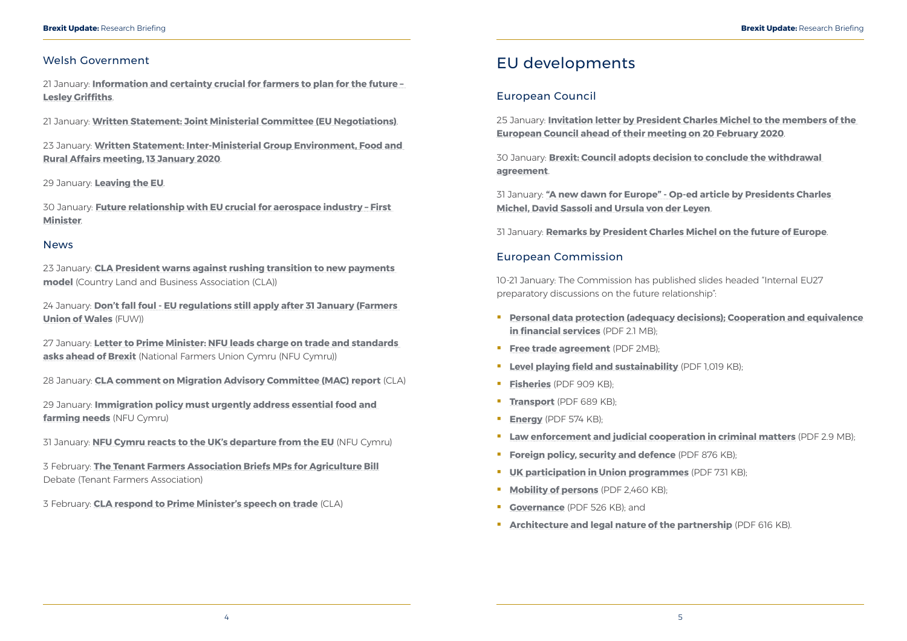### Welsh Government

21 January: **Information and certainty crucial for farmers to plan for the future – Lesley Griffiths**.

21 January: **Written Statement: Joint Ministerial Committee (EU Negotiations)**.

23 January: **Written Statement: Inter-Ministerial Group Environment, Food and Rural Affairs meeting, 13 January 2020**.

29 January: **Leaving the EU**.

30 January: **Future relationship with EU crucial for aerospace industry – First Minister**.

### News

23 January: **CLA President warns against rushing transition to new payments model** (Country Land and Business Association (CLA))

24 January: **Don't fall foul - EU regulations still apply after 31 January (Farmers Union of Wales** (FUW))

27 January: **Letter to Prime Minister: NFU leads charge on trade and standards asks ahead of Brexit** (National Farmers Union Cymru (NFU Cymru))

28 January: **CLA comment on Migration Advisory Committee (MAC) report** (CLA)

29 January: **Immigration policy must urgently address essential food and farming needs** (NFU Cymru)

31 January: **NFU Cymru reacts to the UK's departure from the EU** (NFU Cymru)

3 February: **The Tenant Farmers Association Briefs MPs for Agriculture Bill** Debate (Tenant Farmers Association)

3 February: **CLA respond to Prime Minister's speech on trade** (CLA)

## EU developments

### European Council

25 January: **Invitation letter by President Charles Michel to the members of the European Council ahead of their meeting on 20 February 2020**.

30 January: **Brexit: Council adopts decision to conclude the withdrawal agreement**.

31 January: **"A new dawn for Europe" - Op-ed article by Presidents Charles Michel, David Sassoli and Ursula von der Leyen**.

31 January: **Remarks by President Charles Michel on the future of Europe**.

### European Commission

10-21 January: The Commission has published slides headed "Internal EU27 preparatory discussions on the future relationship":

- **Personal data protection (adequacy decisions); Cooperation and equivalence in financial services** (PDF 2.1 MB);
- **Free trade agreement** (PDF 2MB);
- **Level playing field and sustainability** (PDF 1,019 KB);
- **Fisheries** (PDF 909 KB);
- **Transport** (PDF 689 KB);
- **Energy** (PDF 574 KB);
- **Law enforcement and judicial cooperation in criminal matters** (PDF 2.9 MB);
- **Foreign policy, security and defence** (PDF 876 KB);
- **UK participation in Union programmes** (PDF 731 KB);
- **Mobility of persons** (PDF 2,460 KB);
- **Governance** (PDF 526 KB); and
- **Architecture and legal nature of the partnership** (PDF 616 KB).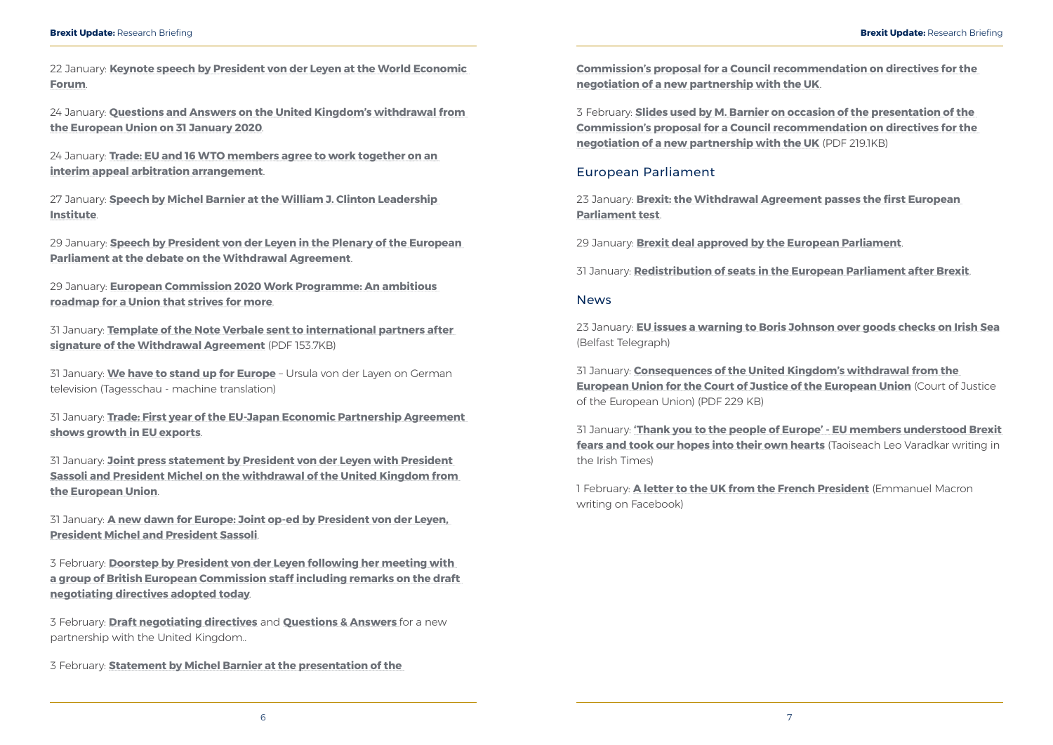22 January: **Keynote speech by President von der Leyen at the World Economic Forum**.

24 January: **Questions and Answers on the United Kingdom's withdrawal from the European Union on 31 January 2020**.

24 January: **Trade: EU and 16 WTO members agree to work together on an interim appeal arbitration arrangement**.

27 January: **Speech by Michel Barnier at the William J. Clinton Leadership Institute**.

29 January: **Speech by President von der Leyen in the Plenary of the European Parliament at the debate on the Withdrawal Agreement**.

29 January: **European Commission 2020 Work Programme: An ambitious roadmap for a Union that strives for more**.

31 January: **Template of the Note Verbale sent to international partners after signature of the Withdrawal Agreement** (PDF 153.7KB)

31 January: **We have to stand up for Europe** – Ursula von der Leyen on German television (Tagesschau - machine translation)

31 January: **Trade: First year of the EU-Japan Economic Partnership Agreement shows growth in EU exports**.

31 January: **Joint press statement by President von der Leyen with President Sassoli and President Michel on the withdrawal of the United Kingdom from the European Union**.

31 January: **A new dawn for Europe: Joint op-ed by President von der Leyen, President Michel and President Sassoli**.

3 February: **Doorstep by President von der Leyen following her meeting with a group of British European Commission staff including remarks on the draft negotiating directives adopted today**.

3 February: **Draft negotiating directives** and **Questions & Answers** for a new partnership with the United Kingdom..

3 February: **Statement by Michel Barnier at the presentation of the Commission's proposal for a Council recommendation on directives for the negotiation of a new partnership with the UK**.

3 February: **Slides used by M. Barnier on occasion of the presentation of the Commission's proposal for a Council recommendation on directives for the negotiation of a new partnership with the UK** (PDF 219.1KB)

## European Parliament

23 January: **Brexit: the Withdrawal Agreement passes the first European Parliament test**.

29 January: **Brexit deal approved by the European Parliament**.

31 January: **Redistribution of seats in the European Parliament after Brexit**.

## News

23 January: **EU issues a warning to Boris Johnson over goods checks on Irish Sea** (Belfast Telegraph)

31 January: **Consequences of the United Kingdom's withdrawal from the European Union for the Court of Justice of the European Union** (Court of Justice of the European Union) (PDF 229 KB)

31 January: **'Thank you to the people of Europe' - EU members understood Brexit fears and took our hopes into their own hearts** (Taoiseach Leo Varadkar writing in the Irish Times)

1 February: **A letter to the UK from the French President** (Emmanuel Macron writing on Facebook)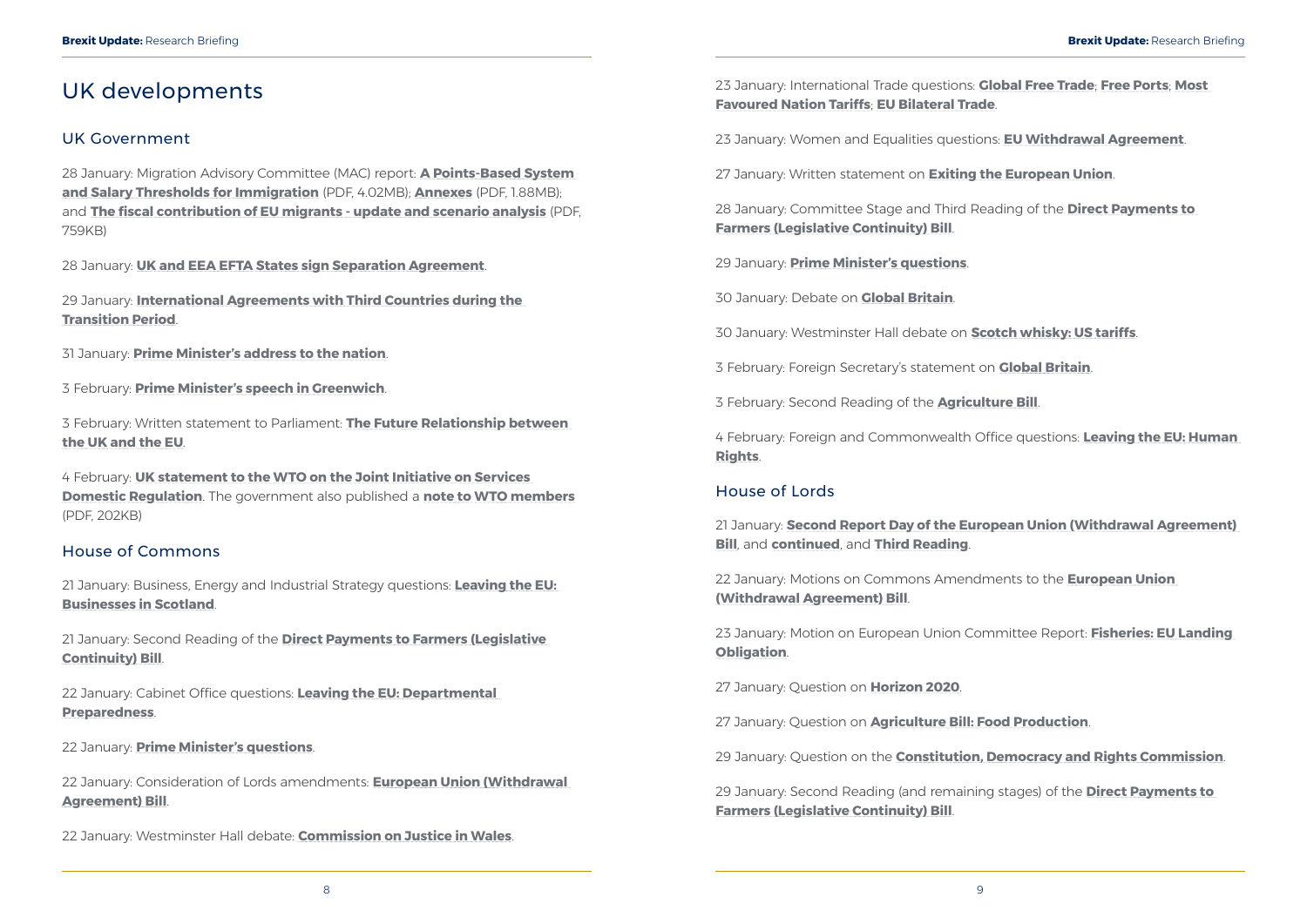# UK developments

## UK Government

28 January: Migration Advisory Committee (MAC) report: **A Points-Based System and Salary Thresholds for Immigration** (PDF, 4.02MB); **Annexes** (PDF, 1.88MB); and **The fiscal contribution of EU migrants - update and scenario analysis** (PDF, 759KB)

28 January: **UK and EEA EFTA States sign Separation Agreement**.

29 January: **International Agreements with Third Countries during the Transition Period**.

31 January: **Prime Minister's address to the nation**.

3 February: **Prime Minister's speech in Greenwich**.

3 February: Written statement to Parliament: **The Future Relationship between the UK and the EU**.

4 February: **UK statement to the WTO on the Joint Initiative on Services Domestic Regulation**. The government also published a **note to WTO members** (PDF, 202KB)

## House of Commons

21 January: Business, Energy and Industrial Strategy questions: **Leaving the EU: Businesses in Scotland**.

21 January: Second Reading of the **Direct Payments to Farmers (Legislative Continuity) Bill**.

22 January: Cabinet Office questions: **Leaving the EU: Departmental Preparedness**.

22 January: **Prime Minister's questions**.

22 January: Consideration of Lords amendments: **European Union (Withdrawal Agreement) Bill**.

22 January: Westminster Hall debate: **Commission on Justice in Wales**.

23 January: International Trade questions: **Global Free Trade**; **Free Ports**; **Most Favoured Nation Tariffs**; **EU Bilateral Trade**.

23 January: Women and Equalities questions: **EU Withdrawal Agreement**.

27 January: Written statement on **Exiting the European Union**.

28 January: Committee Stage and Third Reading of the **Direct Payments to Farmers (Legislative Continuity) Bill**.

29 January: **Prime Minister's questions**.

30 January: Debate on **Global Britain**.

30 January: Westminster Hall debate on **Scotch whisky: US tariffs**.

3 February: Foreign Secretary's statement on **Global Britain**.

3 February: Second Reading of the **Agriculture Bill**.

4 February: Foreign and Commonwealth Office questions: **Leaving the EU: Human Rights**.

## House of Lords

21 January: **Second Report Day of the European Union (Withdrawal Agreement) Bill**, and **continued**, and **Third Reading**.

22 January: Motions on Commons Amendments to the **European Union (Withdrawal Agreement) Bill**.

23 January: Motion on European Union Committee Report: **Fisheries: EU Landing Obligation**.

27 January: Question on **Horizon 2020**.

27 January: Question on **Agriculture Bill: Food Production**.

29 January: Question on the **Constitution, Democracy and Rights Commission**.

29 January: Second Reading (and remaining stages) of the **Direct Payments to Farmers (Legislative Continuity) Bill**.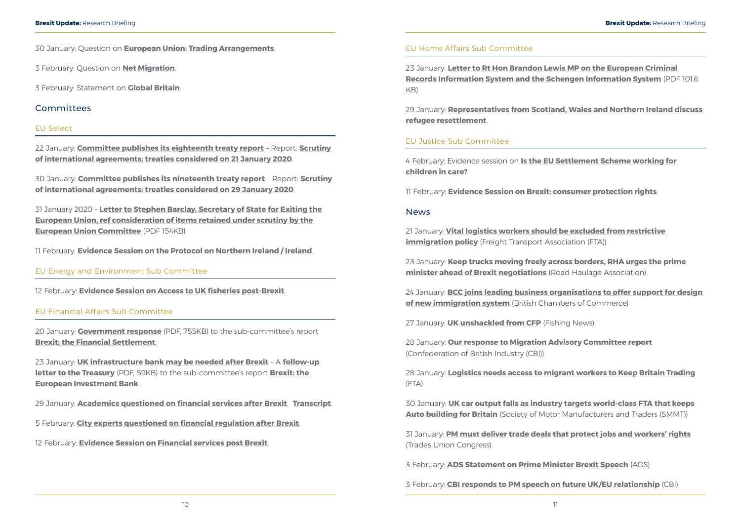30 January: Question on **European Union: Trading Arrangements**.

3 February: Question on **Net Migration**.

3 February: Statement on **Global Britain**.

## Committees

### EU Select

22 January: **Committee publishes its eighteenth treaty report** – Report: **Scrutiny of international agreements; treaties considered on 21 January 2020**.

30 January: **Committee publishes its nineteenth treaty report** – Report: **Scrutiny of international agreements; treaties considered on 29 January 2020**.

31 January 2020 - **Letter to Stephen Barclay, Secretary of State for Exiting the European Union, ref consideration of items retained under scrutiny by the European Union Committee** (PDF 154KB)

11 February: **Evidence Session on the Protocol on Northern Ireland / Ireland**.

### EU Energy and Environment Sub Committee

12 February: **Evidence Session on Access to UK fisheries post-Brexit**.

### EU Financial Affairs Sub Committee

20 January: **Government response** (PDF, 755KB) to the sub-committee's report **Brexit: the Financial Settlement**.

23 January: **UK infrastructure bank may be needed after Brexit** – A **follow-up letter to the Treasury** (PDF, 59KB) to the sub-committee's report **Brexit: the European Investment Bank**.

29 January: **Academics questioned on financial services after Brexit**. **Transcript**.

5 February: **City experts questioned on financial regulation after Brexit**.

12 February: **Evidence Session on Financial services post Brexit**.

### EU Home Affairs Sub Committee

23 January: **Letter to Rt Hon Brandon Lewis MP on the European Criminal Records Information System and the Schengen Information System** (PDF 101.6 KB)

29 January: **Representatives from Scotland, Wales and Northern Ireland discuss refugee resettlement**.

### EU Justice Sub Committee

4 February: Evidence session on **Is the EU Settlement Scheme working for children in care?**

11 February: **Evidence Session on Brexit: consumer protection rights**.

## News

21 January: **Vital logistics workers should be excluded from restrictive immigration policy** (Freight Transport Association (FTA))

23 January: **Keep trucks moving freely across borders, RHA urges the prime minister ahead of Brexit negotiations** (Road Haulage Association)

24 January: **BCC joins leading business organisations to offer support for design of new immigration system** (British Chambers of Commerce)

27 January: **UK unshackled from CFP** (Fishing News)

28 January: **Our response to Migration Advisory Committee report** (Confederation of British Industry (CBI))

28 January: **Logistics needs access to migrant workers to Keep Britain Trading** (FTA)

30 January: **UK car output falls as industry targets world-class FTA that keeps Auto building for Britain** (Society of Motor Manufacturers and Traders (SMMT))

31 January: **PM must deliver trade deals that protect jobs and workers' rights** (Trades Union Congress)

3 February: **ADS Statement on Prime Minister Brexit Speech** (ADS)

3 February: **CBI responds to PM speech on future UK/EU relationship** (CBI)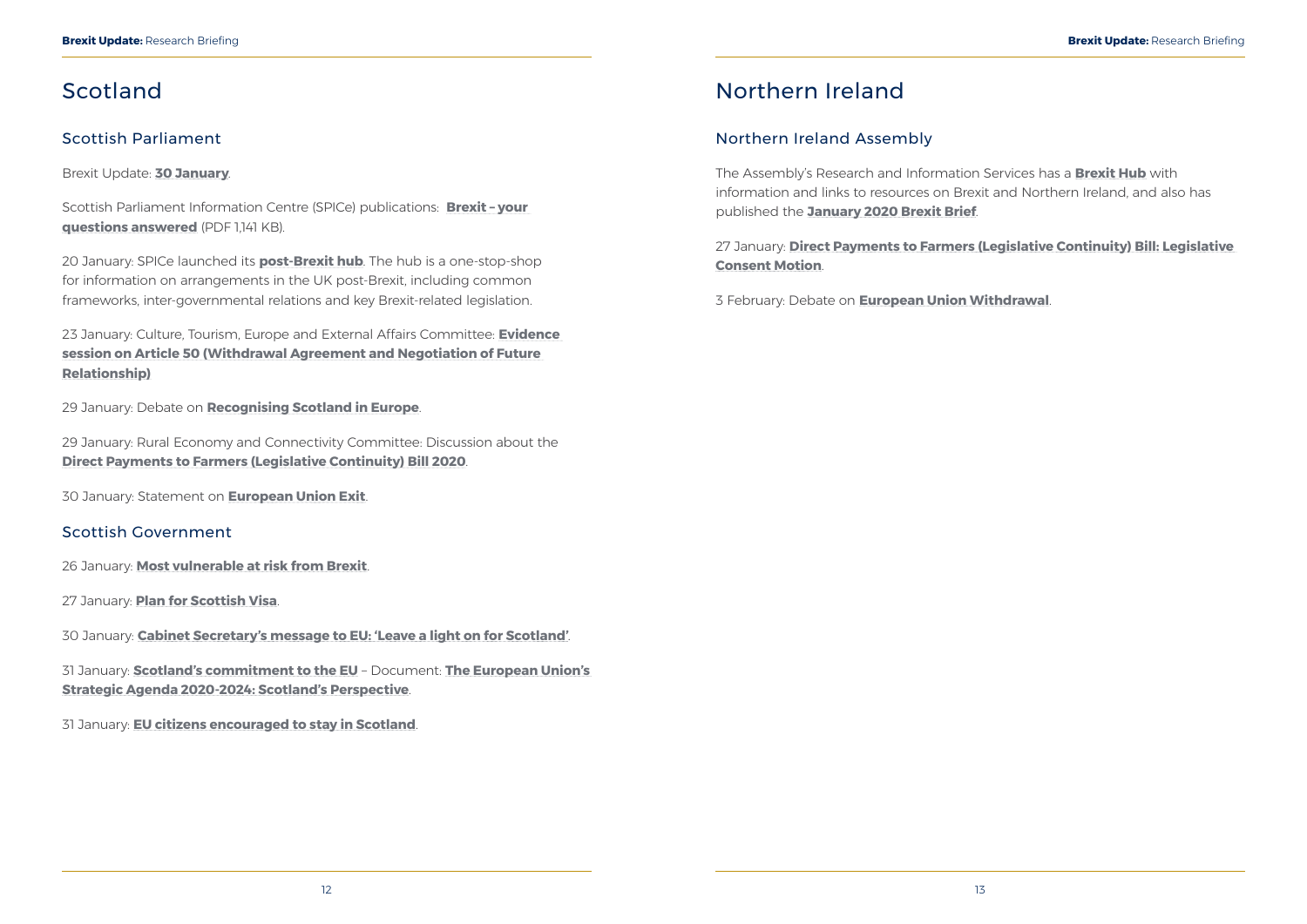# Scotland

## Scottish Parliament

Brexit Update: **30 January**.

Scottish Parliament Information Centre (SPICe) publications: **Brexit – your questions answered** (PDF 1,141 KB).

20 January: SPICe launched its **post-Brexit hub**. The hub is a one-stop-shop for information on arrangements in the UK post-Brexit, including common frameworks, inter-governmental relations and key Brexit-related legislation.

23 January: Culture, Tourism, Europe and External Affairs Committee: **Evidence session on Article 50 (Withdrawal Agreement and Negotiation of Future Relationship)**

29 January: Debate on **Recognising Scotland in Europe**.

29 January: Rural Economy and Connectivity Committee: Discussion about the **Direct Payments to Farmers (Legislative Continuity) Bill 2020**.

30 January: Statement on **European Union Exit**.

## Scottish Government

26 January: **Most vulnerable at risk from Brexit**.

27 January: **Plan for Scottish Visa**.

30 January: **Cabinet Secretary's message to EU: 'Leave a light on for Scotland'**.

31 January: **Scotland's commitment to the EU** – Document: **The European Union's Strategic Agenda 2020-2024: Scotland's Perspective**.

31 January: **EU citizens encouraged to stay in Scotland**.

# Northern Ireland

## Northern Ireland Assembly

The Assembly's Research and Information Services has a **Brexit Hub** with information and links to resources on Brexit and Northern Ireland, and also has published the **January 2020 Brexit Brief**.

27 January: **Direct Payments to Farmers (Legislative Continuity) Bill: Legislative Consent Motion**.

3 February: Debate on **European Union Withdrawal**.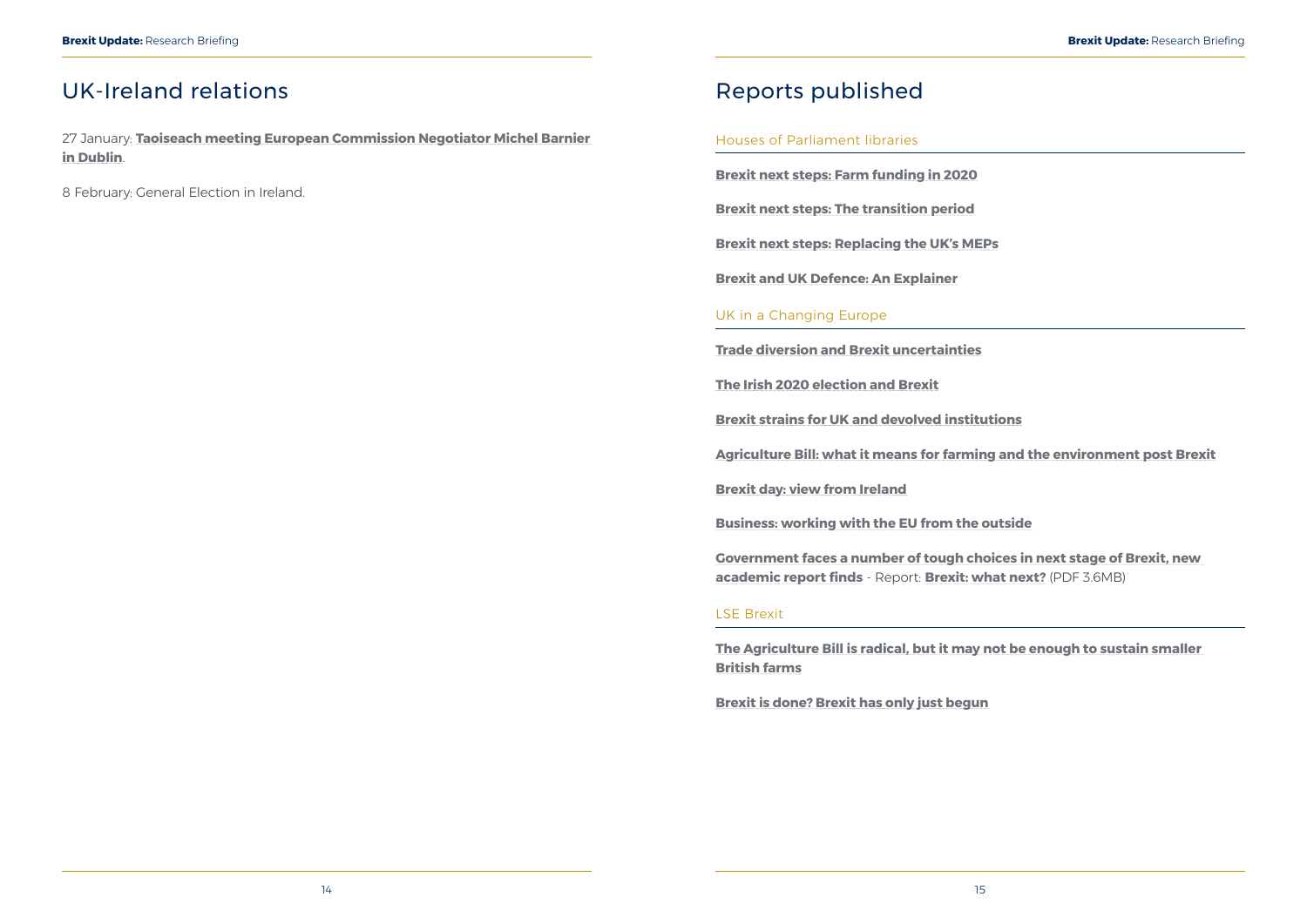## UK-Ireland relations

27 January: **Taoiseach meeting European Commission Negotiator Michel Barnier in Dublin**.

8 February: General Election in Ireland.

## Reports published

### Houses of Parliament libraries

**Brexit next steps: Farm funding in 2020**

**Brexit next steps: The transition period**

**Brexit next steps: Replacing the UK's MEPs**

**Brexit and UK Defence: An Explainer**

### UK in a Changing Europe

**Trade diversion and Brexit uncertainties**

**The Irish 2020 election and Brexit**

**Brexit strains for UK and devolved institutions**

**Agriculture Bill: what it means for farming and the environment post Brexit**

**Brexit day: view from Ireland**

**Business: working with the EU from the outside**

**Government faces a number of tough choices in next stage of Brexit, new academic report finds** - Report: **Brexit: what next?** (PDF 3.6MB)

### LSE Brexit

**The Agriculture Bill is radical, but it may not be enough to sustain smaller British farms**

**Brexit is done? Brexit has only just begun**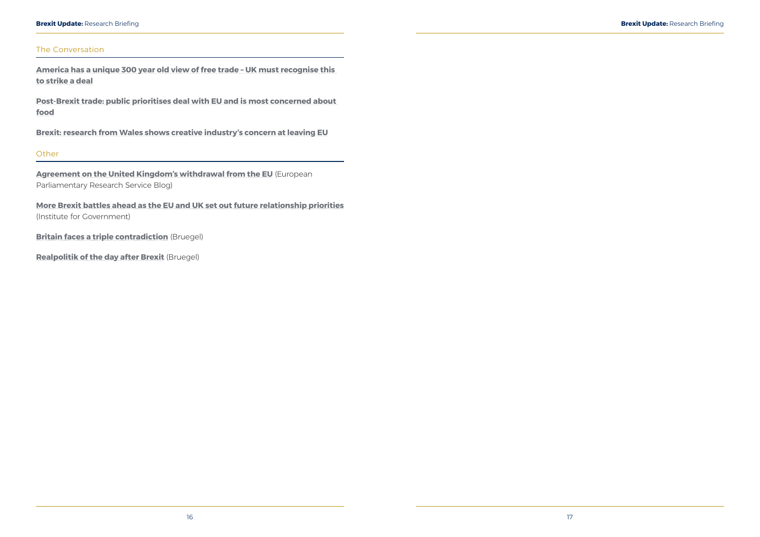### The Conversation

**America has a unique 300 year old view of free trade – UK must recognise this to strike a deal**

**Post-Brexit trade: public prioritises deal with EU and is most concerned about food**

**Brexit: research from Wales shows creative industry's concern at leaving EU**

### Other

**Agreement on the United Kingdom's withdrawal from the EU** (European Parliamentary Research Service Blog)

**More Brexit battles ahead as the EU and UK set out future relationship priorities** (Institute for Government)

**Britain faces a triple contradiction** (Bruegel)

**Realpolitik of the day after Brexit** (Bruegel)